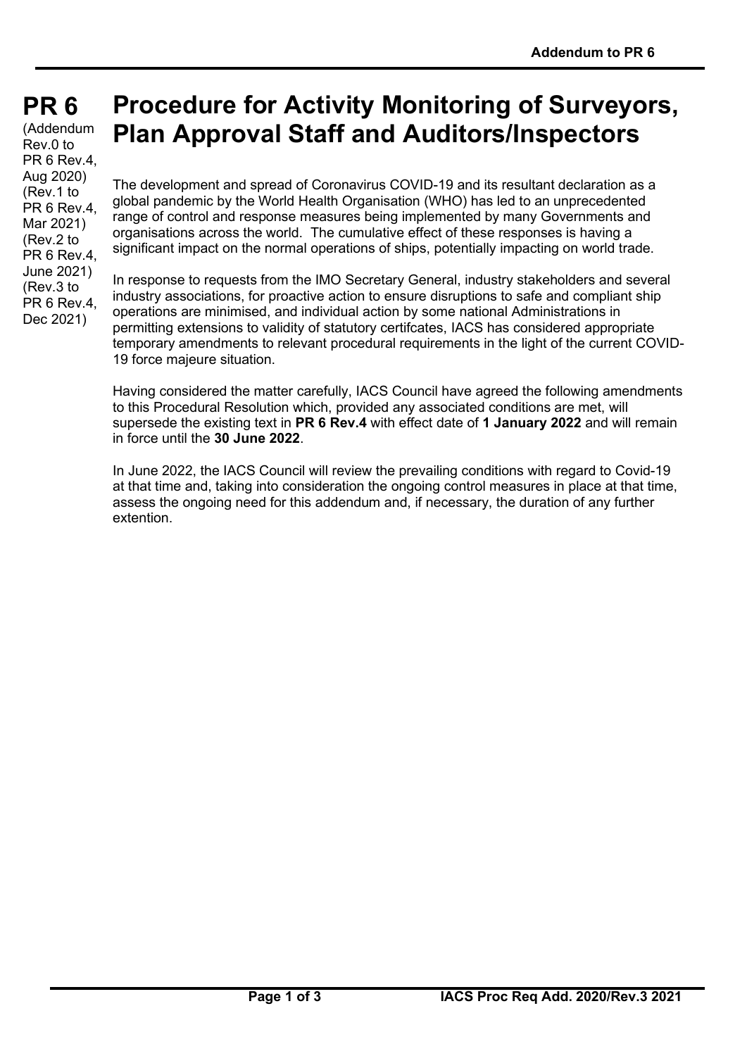# PR 6 Procedure for Activity Monitoring of Surveyors, Plan Approval Staff and Auditors/Inspectors

(Addendum Rev.0 to PR 6 Rev.4, Aug 2020)
(Rev.1 to PR 6 Rev.4, Mar 2021)
(Rev.2 to PR 6 Rev.4, June 2021)
(Rev.3 to PR 6 Rev.4, Dec 2021)

The development and spread of Coronavirus COVID-19 and its resultant declaration as a global pandemic by the World Health Organisation (WHO) has led to an unprecedented range of control and response measures being implemented by many Governments and organisations across the world. The cumulative effect of these responses is having a significant impact on the normal operations of ships, potentially impacting on world trade.

In response to requests from the IMO Secretary General, industry stakeholders and several industry associations, for proactive action to ensure disruptions to safe and compliant ship operations are minimised, and individual action by some national Administrations in permitting extensions to validity of statutory certifcates, IACS has considered appropriate temporary amendments to relevant procedural requirements in the light of the current COVID-19 force majeure situation.

Having considered the matter carefully, IACS Council have agreed the following amendments to this Procedural Resolution which, provided any associated conditions are met, will supersede the existing text in **PR 6 Rev.4** with effect date of **1 January 2022** and will remain in force until the **30 June 2022**.

In June 2022, the IACS Council will review the prevailing conditions with regard to Covid-19 at that time and, taking into consideration the ongoing control measures in place at that time, assess the ongoing need for this addendum and, if necessary, the duration of any further extention.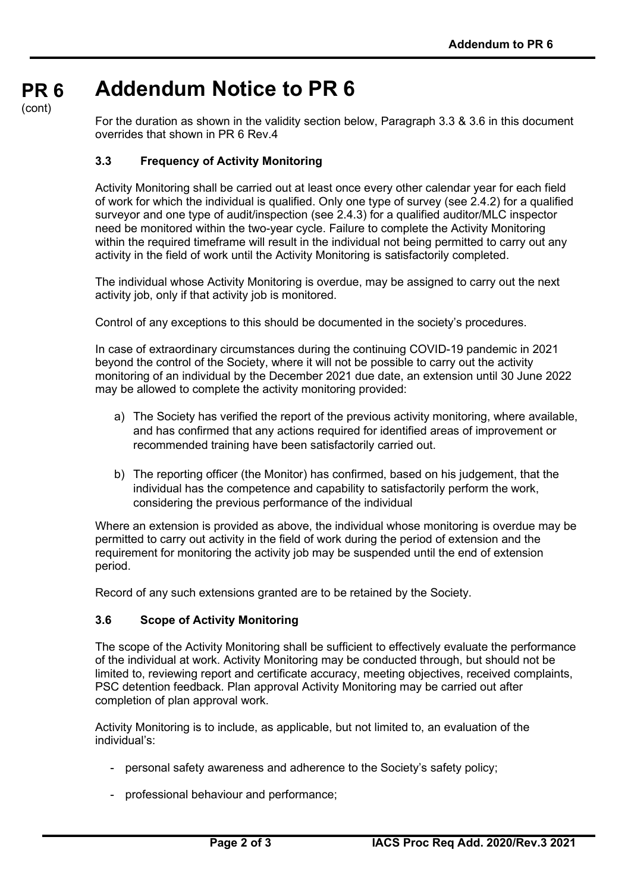**PR 6**
(cont)

# Addendum Notice to PR 6

For the duration as shown in the validity section below, Paragraph 3.3 & 3.6 in this document overrides that shown in PR 6 Rev.4

### 3.3 Frequency of Activity Monitoring

Activity Monitoring shall be carried out at least once every other calendar year for each field of work for which the individual is qualified. Only one type of survey (see 2.4.2) for a qualified surveyor and one type of audit/inspection (see 2.4.3) for a qualified auditor/MLC inspector need be monitored within the two-year cycle. Failure to complete the Activity Monitoring within the required timeframe will result in the individual not being permitted to carry out any activity in the field of work until the Activity Monitoring is satisfactorily completed.

The individual whose Activity Monitoring is overdue, may be assigned to carry out the next activity job, only if that activity job is monitored.

Control of any exceptions to this should be documented in the society's procedures.

In case of extraordinary circumstances during the continuing COVID-19 pandemic in 2021 beyond the control of the Society, where it will not be possible to carry out the activity monitoring of an individual by the December 2021 due date, an extension until 30 June 2022 may be allowed to complete the activity monitoring provided:

a) The Society has verified the report of the previous activity monitoring, where available, and has confirmed that any actions required for identified areas of improvement or recommended training have been satisfactorily carried out.

b) The reporting officer (the Monitor) has confirmed, based on his judgement, that the individual has the competence and capability to satisfactorily perform the work, considering the previous performance of the individual

Where an extension is provided as above, the individual whose monitoring is overdue may be permitted to carry out activity in the field of work during the period of extension and the requirement for monitoring the activity job may be suspended until the end of extension period.

Record of any such extensions granted are to be retained by the Society.

### 3.6 Scope of Activity Monitoring

The scope of the Activity Monitoring shall be sufficient to effectively evaluate the performance of the individual at work. Activity Monitoring may be conducted through, but should not be limited to, reviewing report and certificate accuracy, meeting objectives, received complaints, PSC detention feedback. Plan approval Activity Monitoring may be carried out after completion of plan approval work.

Activity Monitoring is to include, as applicable, but not limited to, an evaluation of the individual's:

- personal safety awareness and adherence to the Society's safety policy;
- professional behaviour and performance;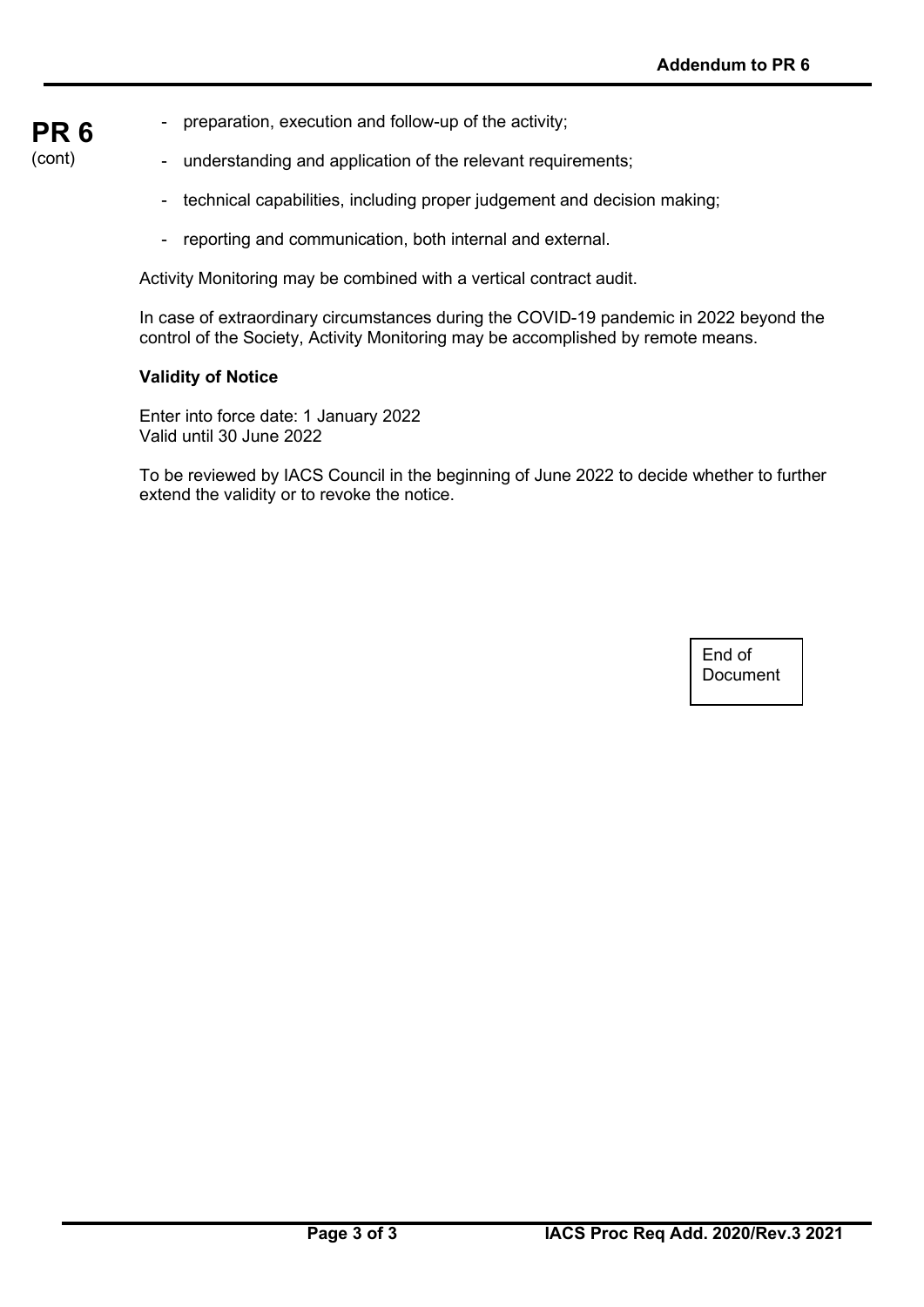- preparation, execution and follow-up of the activity;
- understanding and application of the relevant requirements;
- technical capabilities, including proper judgement and decision making;
- reporting and communication, both internal and external.

Activity Monitoring may be combined with a vertical contract audit.

In case of extraordinary circumstances during the COVID-19 pandemic in 2022 beyond the control of the Society, Activity Monitoring may be accomplished by remote means.

**Validity of Notice**

Enter into force date: 1 January 2022
Valid until 30 June 2022

To be reviewed by IACS Council in the beginning of June 2022 to decide whether to further extend the validity or to revoke the notice.

End of Document